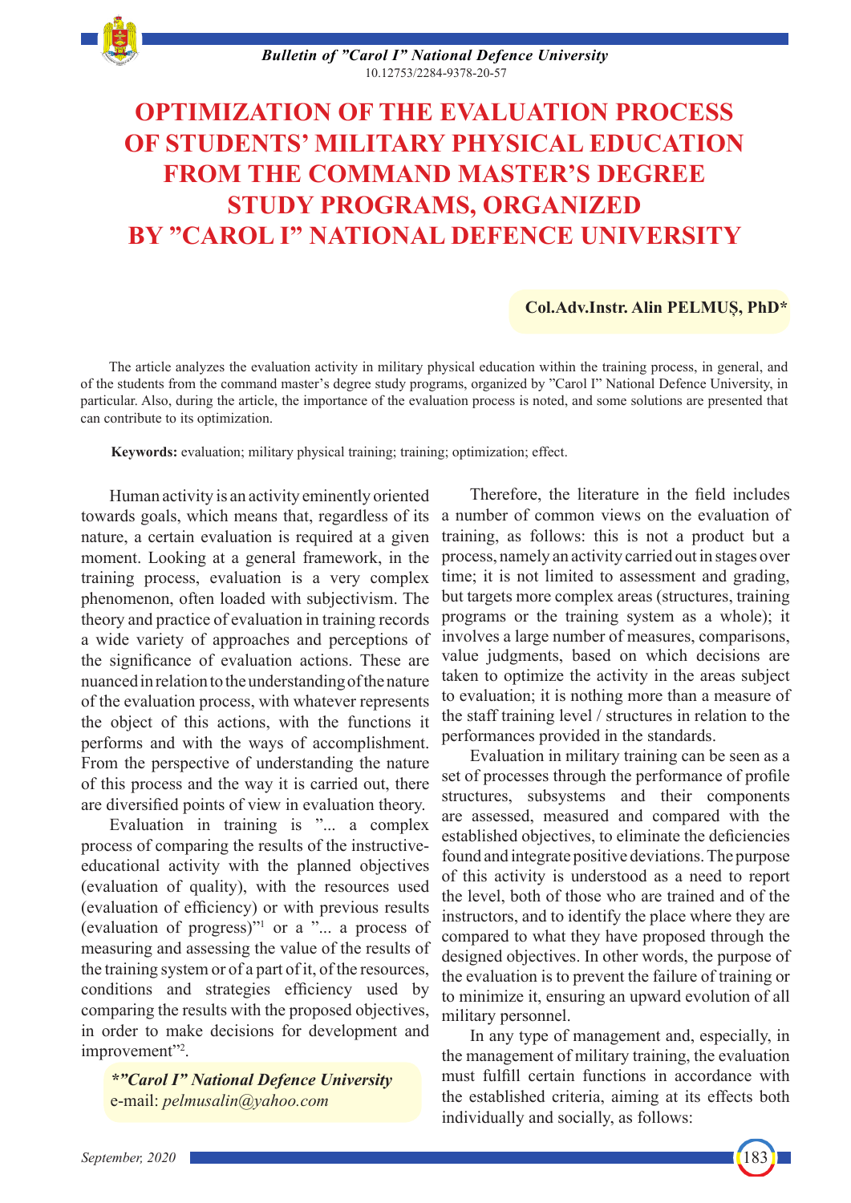# OPTIMIZATION OF THE EVALUATION PROCESS OF STUDENTS' MILITARY PHYSICAL EDUCATION FROM THE COMMAND MASTER'S DEGREE STUDY PROGRAMS, ORGANIZED BY "CAROL I" NATIONAL DEFENCE UNIVERSITY

**Col.Adv.Instr. Alin PELMUȘ, PhD***

The article analyzes the evaluation activity in military physical education within the training process, in general, and of the students from the command master's degree study programs, organized by "Carol I" National Defence University, in particular. Also, during the article, the importance of the evaluation process is noted, and some solutions are presented that can contribute to its optimization.

**Keywords:** evaluation; military physical training; training; optimization; effect.

Human activity is an activity eminently oriented towards goals, which means that, regardless of its nature, a certain evaluation is required at a given moment. Looking at a general framework, in the training process, evaluation is a very complex phenomenon, often loaded with subjectivism. The theory and practice of evaluation in training records a wide variety of approaches and perceptions of the significance of evaluation actions. These are nuanced in relation to the understanding of the nature of the evaluation process, with whatever represents the object of this actions, with the functions it performs and with the ways of accomplishment. From the perspective of understanding the nature of this process and the way it is carried out, there are diversified points of view in evaluation theory.

Evaluation in training is "... a complex process of comparing the results of the instructive-educational activity with the planned objectives (evaluation of quality), with the resources used (evaluation of efficiency) or with previous results (evaluation of progress)"[1] or a "... a process of measuring and assessing the value of the results of the training system or of a part of it, of the resources, conditions and strategies efficiency used by comparing the results with the proposed objectives, in order to make decisions for development and improvement"[2].

***"Carol I" National Defence University**
e-mail: *pelmusalin@yahoo.com*

Therefore, the literature in the field includes a number of common views on the evaluation of training, as follows: this is not a product but a process, namely an activity carried out in stages over time; it is not limited to assessment and grading, but targets more complex areas (structures, training programs or the training system as a whole); it involves a large number of measures, comparisons, value judgments, based on which decisions are taken to optimize the activity in the areas subject to evaluation; it is nothing more than a measure of the staff training level / structures in relation to the performances provided in the standards.

Evaluation in military training can be seen as a set of processes through the performance of profile structures, subsystems and their components are assessed, measured and compared with the established objectives, to eliminate the deficiencies found and integrate positive deviations. The purpose of this activity is understood as a need to report the level, both of those who are trained and of the instructors, and to identify the place where they are compared to what they have proposed through the designed objectives. In other words, the purpose of the evaluation is to prevent the failure of training or to minimize it, ensuring an upward evolution of all military personnel.

In any type of management and, especially, in the management of military training, the evaluation must fulfill certain functions in accordance with the established criteria, aiming at its effects both individually and socially, as follows: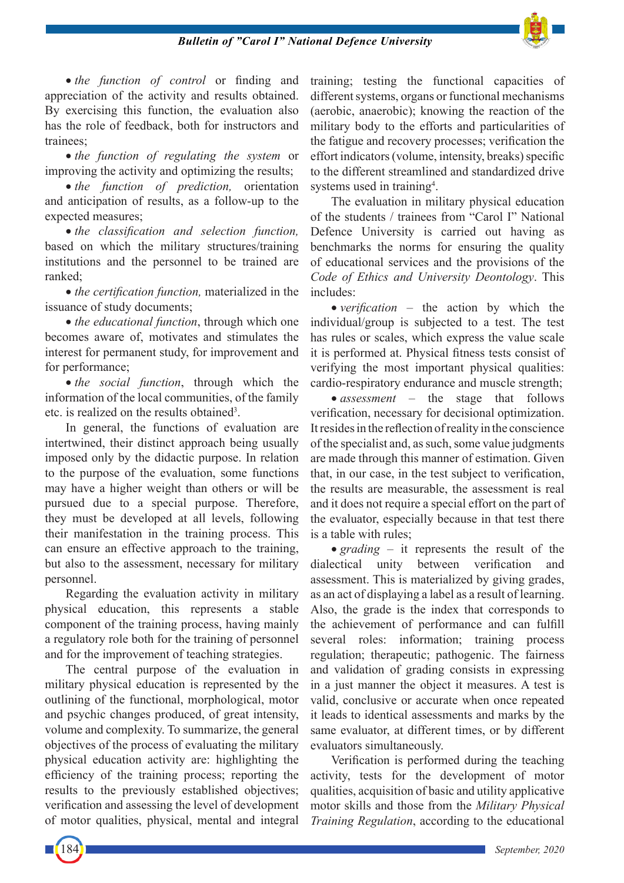• *the function of control* or finding and appreciation of the activity and results obtained. By exercising this function, the evaluation also has the role of feedback, both for instructors and trainees;

• *the function of regulating the system* or improving the activity and optimizing the results;

• *the function of prediction,* orientation and anticipation of results, as a follow-up to the expected measures;

• *the classification and selection function,* based on which the military structures/training institutions and the personnel to be trained are ranked;

• *the certification function,* materialized in the issuance of study documents;

• *the educational function*, through which one becomes aware of, motivates and stimulates the interest for permanent study, for improvement and for performance;

• *the social function*, through which the information of the local communities, of the family etc. is realized on the results obtained[3].

In general, the functions of evaluation are intertwined, their distinct approach being usually imposed only by the didactic purpose. In relation to the purpose of the evaluation, some functions may have a higher weight than others or will be pursued due to a special purpose. Therefore, they must be developed at all levels, following their manifestation in the training process. This can ensure an effective approach to the training, but also to the assessment, necessary for military personnel.

Regarding the evaluation activity in military physical education, this represents a stable component of the training process, having mainly a regulatory role both for the training of personnel and for the improvement of teaching strategies.

The central purpose of the evaluation in military physical education is represented by the outlining of the functional, morphological, motor and psychic changes produced, of great intensity, volume and complexity. To summarize, the general objectives of the process of evaluating the military physical education activity are: highlighting the efficiency of the training process; reporting the results to the previously established objectives; verification and assessing the level of development of motor qualities, physical, mental and integral training; testing the functional capacities of different systems, organs or functional mechanisms (aerobic, anaerobic); knowing the reaction of the military body to the efforts and particularities of the fatigue and recovery processes; verification the effort indicators (volume, intensity, breaks) specific to the different streamlined and standardized drive systems used in training[4].

The evaluation in military physical education of the students / trainees from "Carol I" National Defence University is carried out having as benchmarks the norms for ensuring the quality of educational services and the provisions of the *Code of Ethics and University Deontology*. This includes:

• *verification* – the action by which the individual/group is subjected to a test. The test has rules or scales, which express the value scale it is performed at. Physical fitness tests consist of verifying the most important physical qualities: cardio-respiratory endurance and muscle strength;

• *assessment* – the stage that follows verification, necessary for decisional optimization. It resides in the reflection of reality in the conscience of the specialist and, as such, some value judgments are made through this manner of estimation. Given that, in our case, in the test subject to verification, the results are measurable, the assessment is real and it does not require a special effort on the part of the evaluator, especially because in that test there is a table with rules;

• *grading* – it represents the result of the dialectical unity between verification and assessment. This is materialized by giving grades, as an act of displaying a label as a result of learning. Also, the grade is the index that corresponds to the achievement of performance and can fulfill several roles: information; training process regulation; therapeutic; pathogenic. The fairness and validation of grading consists in expressing in a just manner the object it measures. A test is valid, conclusive or accurate when once repeated it leads to identical assessments and marks by the same evaluator, at different times, or by different evaluators simultaneously.

Verification is performed during the teaching activity, tests for the development of motor qualities, acquisition of basic and utility applicative motor skills and those from the *Military Physical Training Regulation*, according to the educational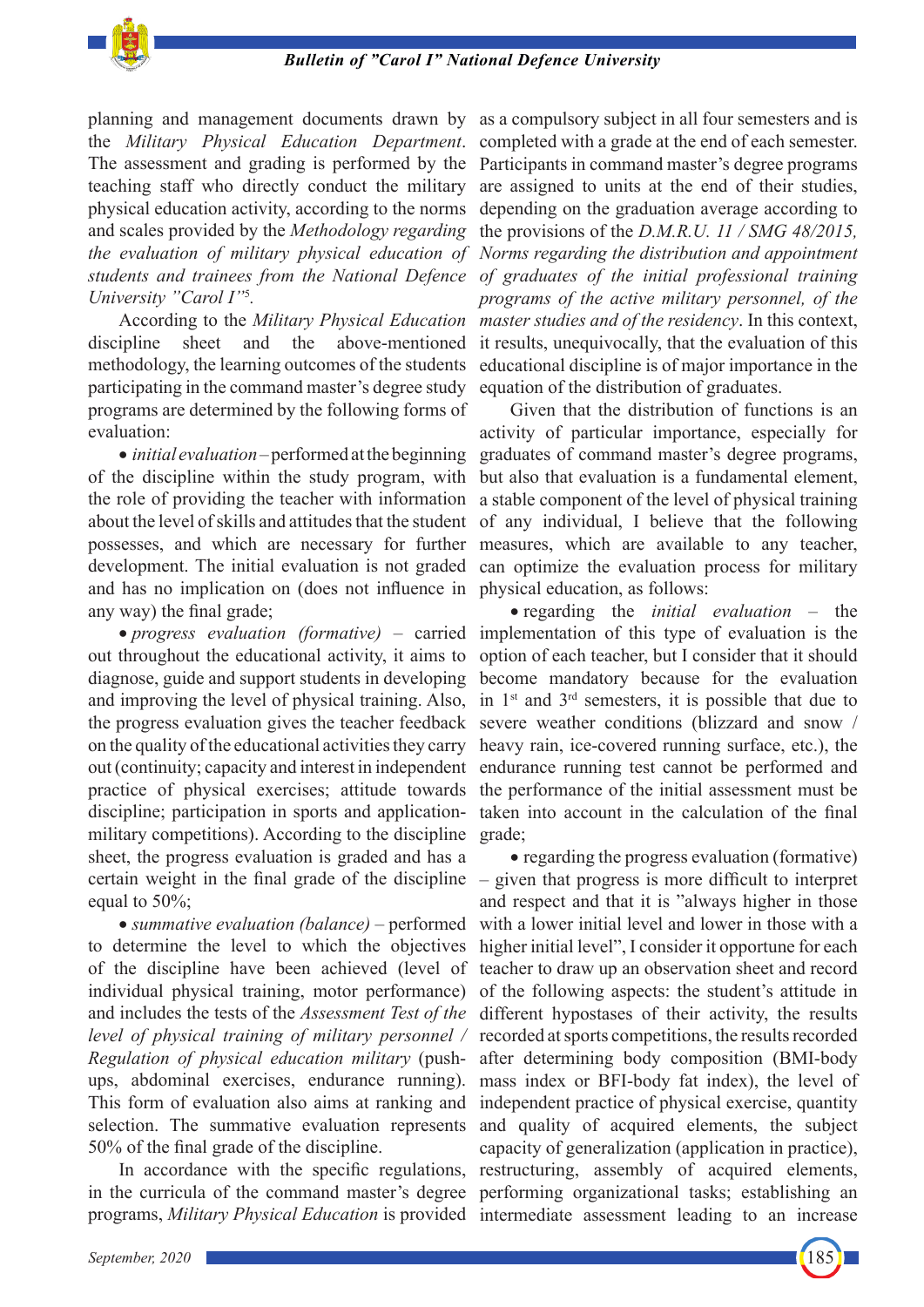planning and management documents drawn by the *Military Physical Education Department*. The assessment and grading is performed by the teaching staff who directly conduct the military physical education activity, according to the norms and scales provided by the *Methodology regarding the evaluation of military physical education of students and trainees from the National Defence University "Carol I"*[5].

According to the *Military Physical Education* discipline sheet and the above-mentioned methodology, the learning outcomes of the students participating in the command master's degree study programs are determined by the following forms of evaluation:

- *initial evaluation* – performed at the beginning of the discipline within the study program, with the role of providing the teacher with information about the level of skills and attitudes that the student possesses, and which are necessary for further development. The initial evaluation is not graded and has no implication on (does not influence in any way) the final grade;
- *progress evaluation (formative)* – carried out throughout the educational activity, it aims to diagnose, guide and support students in developing and improving the level of physical training. Also, the progress evaluation gives the teacher feedback on the quality of the educational activities they carry out (continuity; capacity and interest in independent practice of physical exercises; attitude towards discipline; participation in sports and application-military competitions). According to the discipline sheet, the progress evaluation is graded and has a certain weight in the final grade of the discipline equal to 50%;
- *summative evaluation (balance)* – performed to determine the level to which the objectives of the discipline have been achieved (level of individual physical training, motor performance) and includes the tests of the *Assessment Test of the level of physical training of military personnel / Regulation of physical education military* (push-ups, abdominal exercises, endurance running). This form of evaluation also aims at ranking and selection. The summative evaluation represents 50% of the final grade of the discipline.

In accordance with the specific regulations, in the curricula of the command master's degree programs, *Military Physical Education* is provided as a compulsory subject in all four semesters and is completed with a grade at the end of each semester. Participants in command master's degree programs are assigned to units at the end of their studies, depending on the graduation average according to the provisions of the *D.M.R.U. 11 / SMG 48/2015, Norms regarding the distribution and appointment of graduates of the initial professional training programs of the active military personnel, of the master studies and of the residency*. In this context, it results, unequivocally, that the evaluation of this educational discipline is of major importance in the equation of the distribution of graduates.

Given that the distribution of functions is an activity of particular importance, especially for graduates of command master's degree programs, but also that evaluation is a fundamental element, a stable component of the level of physical training of any individual, I believe that the following measures, which are available to any teacher, can optimize the evaluation process for military physical education, as follows:

- regarding the *initial evaluation* – the implementation of this type of evaluation is the option of each teacher, but I consider that it should become mandatory because for the evaluation in 1st and 3rd semesters, it is possible that due to severe weather conditions (blizzard and snow / heavy rain, ice-covered running surface, etc.), the endurance running test cannot be performed and the performance of the initial assessment must be taken into account in the calculation of the final grade;
- regarding the progress evaluation (formative) – given that progress is more difficult to interpret and respect and that it is "always higher in those with a lower initial level and lower in those with a higher initial level", I consider it opportune for each teacher to draw up an observation sheet and record of the following aspects: the student's attitude in different hypostases of their activity, the results recorded at sports competitions, the results recorded after determining body composition (BMI-body mass index or BFI-body fat index), the level of independent practice of physical exercise, quantity and quality of acquired elements, the subject capacity of generalization (application in practice), restructuring, assembly of acquired elements, performing organizational tasks; establishing an intermediate assessment leading to an increase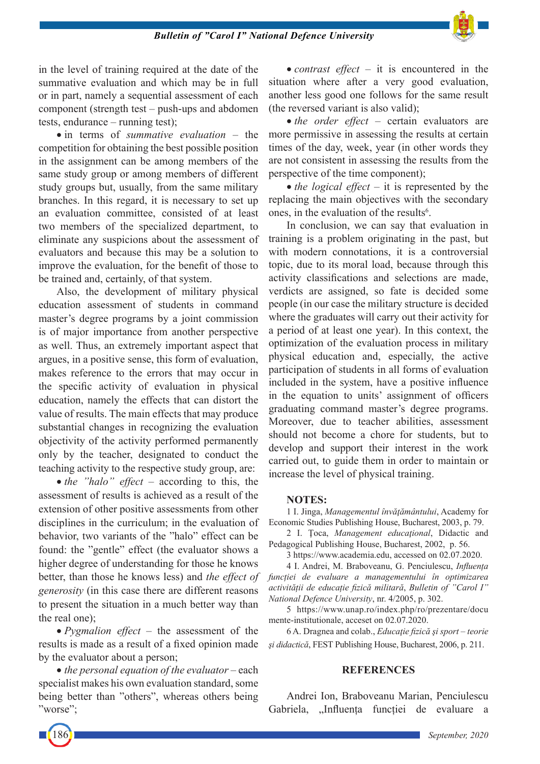in the level of training required at the date of the summative evaluation and which may be in full or in part, namely a sequential assessment of each component (strength test – push-ups and abdomen tests, endurance – running test);

- in terms of *summative evaluation* – the competition for obtaining the best possible position in the assignment can be among members of the same study group or among members of different study groups but, usually, from the same military branches. In this regard, it is necessary to set up an evaluation committee, consisted of at least two members of the specialized department, to eliminate any suspicions about the assessment of evaluators and because this may be a solution to improve the evaluation, for the benefit of those to be trained and, certainly, of that system.

Also, the development of military physical education assessment of students in command master's degree programs by a joint commission is of major importance from another perspective as well. Thus, an extremely important aspect that argues, in a positive sense, this form of evaluation, makes reference to the errors that may occur in the specific activity of evaluation in physical education, namely the effects that can distort the value of results. The main effects that may produce substantial changes in recognizing the evaluation objectivity of the activity performed permanently only by the teacher, designated to conduct the teaching activity to the respective study group, are:

- *the "halo" effect* – according to this, the assessment of results is achieved as a result of the extension of other positive assessments from other disciplines in the curriculum; in the evaluation of behavior, two variants of the "halo" effect can be found: the "gentle" effect (the evaluator shows a higher degree of understanding for those he knows better, than those he knows less) and *the effect of generosity* (in this case there are different reasons to present the situation in a much better way than the real one);
- *Pygmalion effect* – the assessment of the results is made as a result of a fixed opinion made by the evaluator about a person;
- *the personal equation of the evaluator* – each specialist makes his own evaluation standard, some being better than "others", whereas others being "worse";
- *contrast effect* – it is encountered in the situation where after a very good evaluation, another less good one follows for the same result (the reversed variant is also valid);
- *the order effect* – certain evaluators are more permissive in assessing the results at certain times of the day, week, year (in other words they are not consistent in assessing the results from the perspective of the time component);
- *the logical effect* – it is represented by the replacing the main objectives with the secondary ones, in the evaluation of the results[6].

In conclusion, we can say that evaluation in training is a problem originating in the past, but with modern connotations, it is a controversial topic, due to its moral load, because through this activity classifications and selections are made, verdicts are assigned, so fate is decided some people (in our case the military structure is decided where the graduates will carry out their activity for a period of at least one year). In this context, the optimization of the evaluation process in military physical education and, especially, the active participation of students in all forms of evaluation included in the system, have a positive influence in the equation to units' assignment of officers graduating command master's degree programs. Moreover, due to teacher abilities, assessment should not become a chore for students, but to develop and support their interest in the work carried out, to guide them in order to maintain or increase the level of physical training.

## NOTES:

1 I. Jinga, *Managementul învățământului*, Academy for Economic Studies Publishing House, Bucharest, 2003, p. 79.

2 I. Țoca, *Management educațional*, Didactic and Pedagogical Publishing House, Bucharest, 2002, p. 56.

3 https://www.academia.edu, accessed on 02.07.2020.

4 I. Andrei, M. Braboveanu, G. Penciulescu, *Influența funcției de evaluare a managementului în optimizarea activității de educație fizică militară*, *Bulletin of "Carol I" National Defence University*, nr. 4/2005, p. 302.

5 https://www.unap.ro/index.php/ro/prezentare/documente-institutionale, acceset on 02.07.2020.

6 A. Dragnea and colab., *Educație fizică și sport – teorie și didactică*, FEST Publishing House, Bucharest, 2006, p. 211.

## REFERENCES

Andrei Ion, Braboveanu Marian, Penciulescu Gabriela, „Influența funcției de evaluare a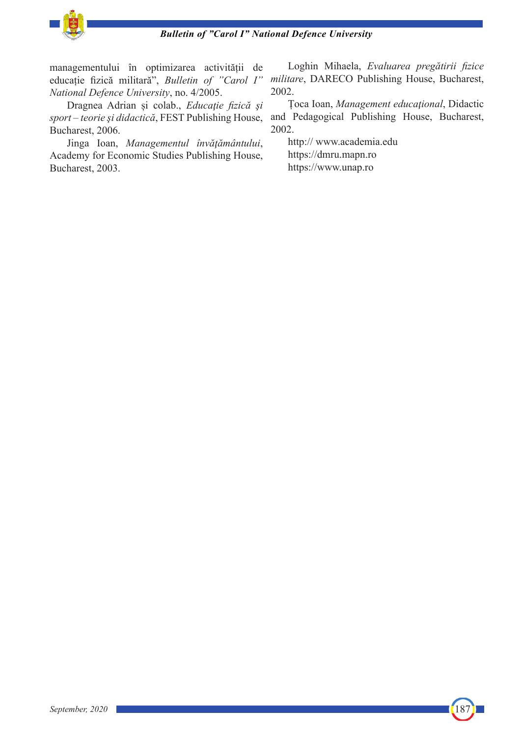managementului în optimizarea activității de educație fizică militară", *Bulletin of "Carol I" National Defence University*, no. 4/2005.

Dragnea Adrian și colab., *Educație fizică și sport – teorie și didactică*, FEST Publishing House, Bucharest, 2006.

Jinga Ioan, *Managementul învățământului*, Academy for Economic Studies Publishing House, Bucharest, 2003.

Loghin Mihaela, *Evaluarea pregătirii fizice militare*, DARECO Publishing House, Bucharest, 2002.

Țoca Ioan, *Management educațional*, Didactic and Pedagogical Publishing House, Bucharest, 2002.

http:// www.academia.edu

https://dmru.mapn.ro

https://www.unap.ro